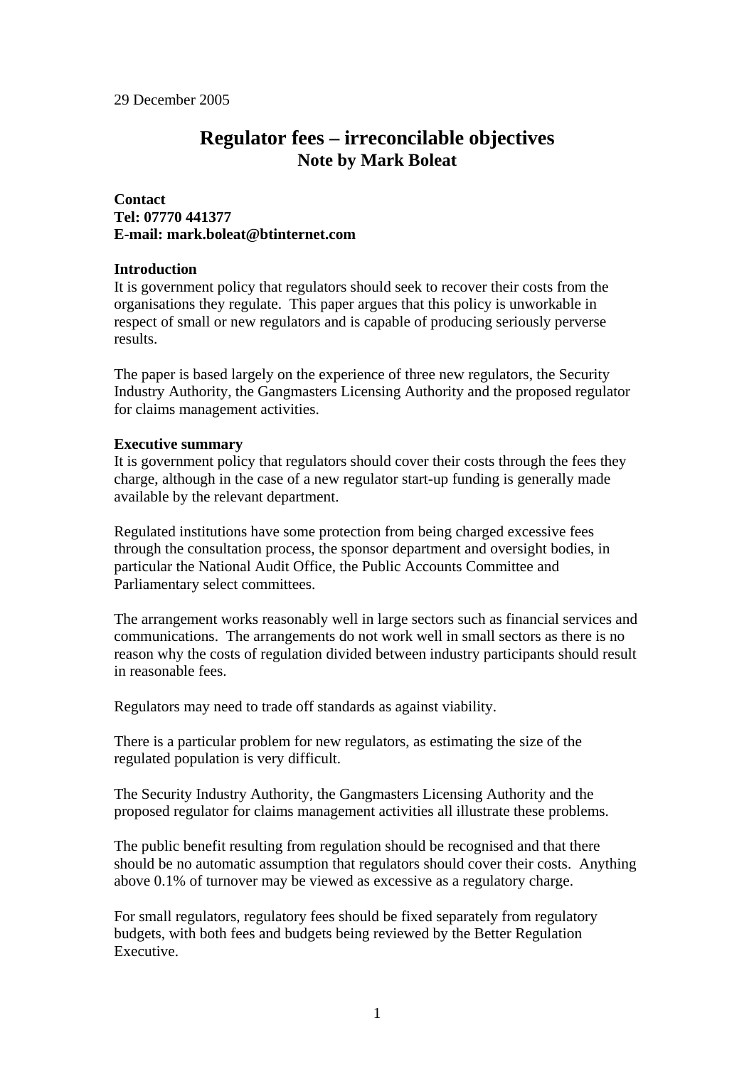29 December 2005

# Regulator fees – irreconcilable objectives

## Note by Mark Boleat

**Contact**
**Tel: 07770 441377**
**E-mail: mark.boleat@btinternet.com**

**Introduction**

It is government policy that regulators should seek to recover their costs from the organisations they regulate. This paper argues that this policy is unworkable in respect of small or new regulators and is capable of producing seriously perverse results.

The paper is based largely on the experience of three new regulators, the Security Industry Authority, the Gangmasters Licensing Authority and the proposed regulator for claims management activities.

**Executive summary**

It is government policy that regulators should cover their costs through the fees they charge, although in the case of a new regulator start-up funding is generally made available by the relevant department.

Regulated institutions have some protection from being charged excessive fees through the consultation process, the sponsor department and oversight bodies, in particular the National Audit Office, the Public Accounts Committee and Parliamentary select committees.

The arrangement works reasonably well in large sectors such as financial services and communications. The arrangements do not work well in small sectors as there is no reason why the costs of regulation divided between industry participants should result in reasonable fees.

Regulators may need to trade off standards as against viability.

There is a particular problem for new regulators, as estimating the size of the regulated population is very difficult.

The Security Industry Authority, the Gangmasters Licensing Authority and the proposed regulator for claims management activities all illustrate these problems.

The public benefit resulting from regulation should be recognised and that there should be no automatic assumption that regulators should cover their costs. Anything above 0.1% of turnover may be viewed as excessive as a regulatory charge.

For small regulators, regulatory fees should be fixed separately from regulatory budgets, with both fees and budgets being reviewed by the Better Regulation Executive.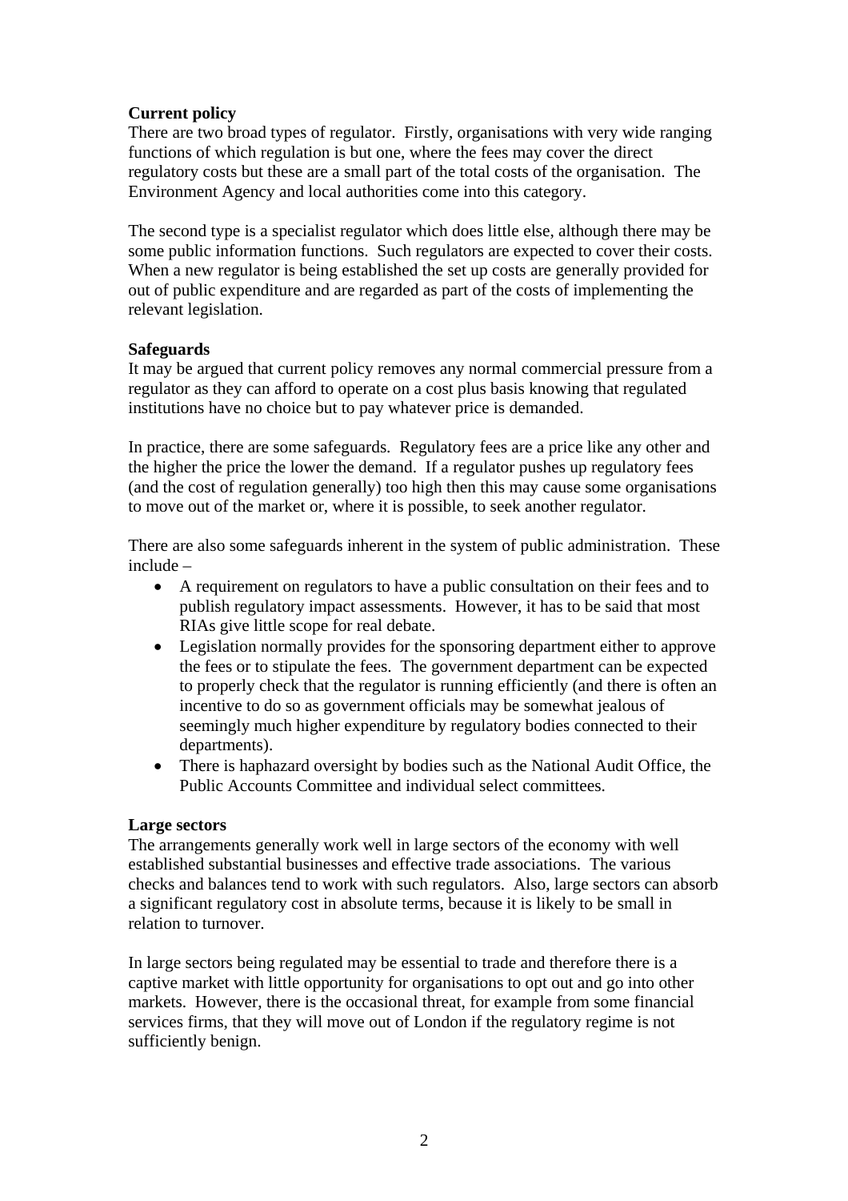**Current policy**

There are two broad types of regulator. Firstly, organisations with very wide ranging functions of which regulation is but one, where the fees may cover the direct regulatory costs but these are a small part of the total costs of the organisation. The Environment Agency and local authorities come into this category.

The second type is a specialist regulator which does little else, although there may be some public information functions. Such regulators are expected to cover their costs. When a new regulator is being established the set up costs are generally provided for out of public expenditure and are regarded as part of the costs of implementing the relevant legislation.

**Safeguards**

It may be argued that current policy removes any normal commercial pressure from a regulator as they can afford to operate on a cost plus basis knowing that regulated institutions have no choice but to pay whatever price is demanded.

In practice, there are some safeguards. Regulatory fees are a price like any other and the higher the price the lower the demand. If a regulator pushes up regulatory fees (and the cost of regulation generally) too high then this may cause some organisations to move out of the market or, where it is possible, to seek another regulator.

There are also some safeguards inherent in the system of public administration. These include –

- A requirement on regulators to have a public consultation on their fees and to publish regulatory impact assessments. However, it has to be said that most RIAs give little scope for real debate.
- Legislation normally provides for the sponsoring department either to approve the fees or to stipulate the fees. The government department can be expected to properly check that the regulator is running efficiently (and there is often an incentive to do so as government officials may be somewhat jealous of seemingly much higher expenditure by regulatory bodies connected to their departments).
- There is haphazard oversight by bodies such as the National Audit Office, the Public Accounts Committee and individual select committees.

**Large sectors**

The arrangements generally work well in large sectors of the economy with well established substantial businesses and effective trade associations. The various checks and balances tend to work with such regulators. Also, large sectors can absorb a significant regulatory cost in absolute terms, because it is likely to be small in relation to turnover.

In large sectors being regulated may be essential to trade and therefore there is a captive market with little opportunity for organisations to opt out and go into other markets. However, there is the occasional threat, for example from some financial services firms, that they will move out of London if the regulatory regime is not sufficiently benign.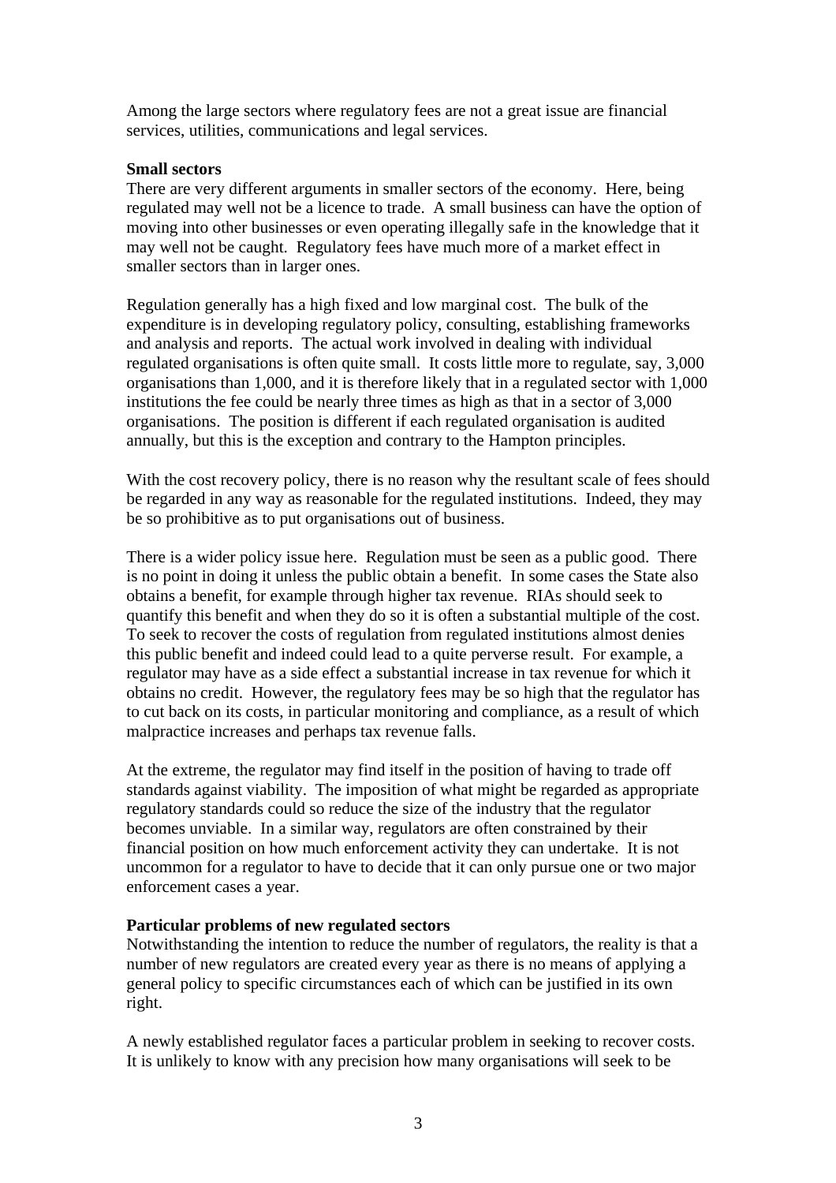Among the large sectors where regulatory fees are not a great issue are financial services, utilities, communications and legal services.

**Small sectors**

There are very different arguments in smaller sectors of the economy. Here, being regulated may well not be a licence to trade. A small business can have the option of moving into other businesses or even operating illegally safe in the knowledge that it may well not be caught. Regulatory fees have much more of a market effect in smaller sectors than in larger ones.

Regulation generally has a high fixed and low marginal cost. The bulk of the expenditure is in developing regulatory policy, consulting, establishing frameworks and analysis and reports. The actual work involved in dealing with individual regulated organisations is often quite small. It costs little more to regulate, say, 3,000 organisations than 1,000, and it is therefore likely that in a regulated sector with 1,000 institutions the fee could be nearly three times as high as that in a sector of 3,000 organisations. The position is different if each regulated organisation is audited annually, but this is the exception and contrary to the Hampton principles.

With the cost recovery policy, there is no reason why the resultant scale of fees should be regarded in any way as reasonable for the regulated institutions. Indeed, they may be so prohibitive as to put organisations out of business.

There is a wider policy issue here. Regulation must be seen as a public good. There is no point in doing it unless the public obtain a benefit. In some cases the State also obtains a benefit, for example through higher tax revenue. RIAs should seek to quantify this benefit and when they do so it is often a substantial multiple of the cost. To seek to recover the costs of regulation from regulated institutions almost denies this public benefit and indeed could lead to a quite perverse result. For example, a regulator may have as a side effect a substantial increase in tax revenue for which it obtains no credit. However, the regulatory fees may be so high that the regulator has to cut back on its costs, in particular monitoring and compliance, as a result of which malpractice increases and perhaps tax revenue falls.

At the extreme, the regulator may find itself in the position of having to trade off standards against viability. The imposition of what might be regarded as appropriate regulatory standards could so reduce the size of the industry that the regulator becomes unviable. In a similar way, regulators are often constrained by their financial position on how much enforcement activity they can undertake. It is not uncommon for a regulator to have to decide that it can only pursue one or two major enforcement cases a year.

**Particular problems of new regulated sectors**

Notwithstanding the intention to reduce the number of regulators, the reality is that a number of new regulators are created every year as there is no means of applying a general policy to specific circumstances each of which can be justified in its own right.

A newly established regulator faces a particular problem in seeking to recover costs. It is unlikely to know with any precision how many organisations will seek to be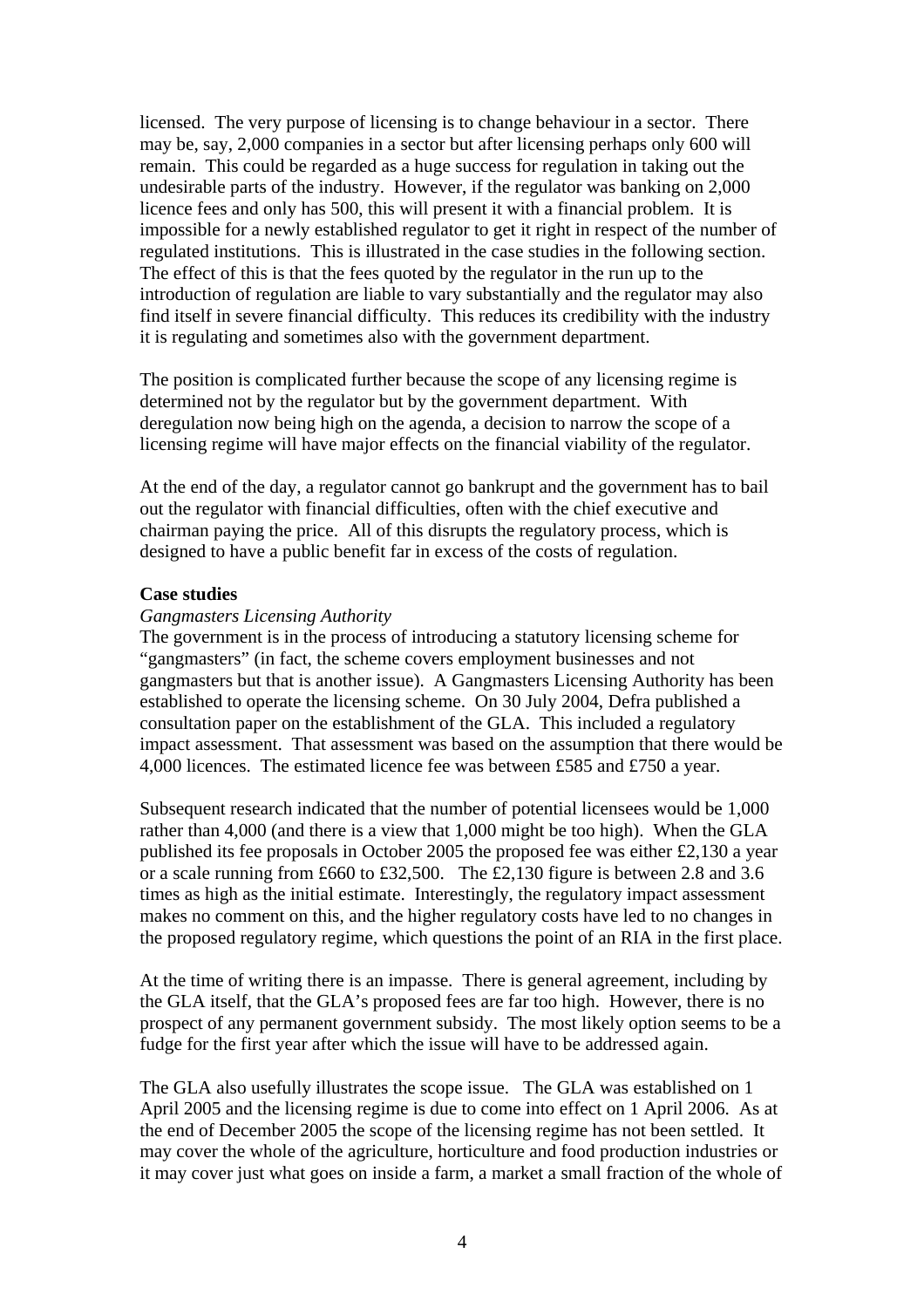licensed. The very purpose of licensing is to change behaviour in a sector. There may be, say, 2,000 companies in a sector but after licensing perhaps only 600 will remain. This could be regarded as a huge success for regulation in taking out the undesirable parts of the industry. However, if the regulator was banking on 2,000 licence fees and only has 500, this will present it with a financial problem. It is impossible for a newly established regulator to get it right in respect of the number of regulated institutions. This is illustrated in the case studies in the following section. The effect of this is that the fees quoted by the regulator in the run up to the introduction of regulation are liable to vary substantially and the regulator may also find itself in severe financial difficulty. This reduces its credibility with the industry it is regulating and sometimes also with the government department.

The position is complicated further because the scope of any licensing regime is determined not by the regulator but by the government department. With deregulation now being high on the agenda, a decision to narrow the scope of a licensing regime will have major effects on the financial viability of the regulator.

At the end of the day, a regulator cannot go bankrupt and the government has to bail out the regulator with financial difficulties, often with the chief executive and chairman paying the price. All of this disrupts the regulatory process, which is designed to have a public benefit far in excess of the costs of regulation.

**Case studies**

*Gangmasters Licensing Authority*

The government is in the process of introducing a statutory licensing scheme for "gangmasters" (in fact, the scheme covers employment businesses and not gangmasters but that is another issue). A Gangmasters Licensing Authority has been established to operate the licensing scheme. On 30 July 2004, Defra published a consultation paper on the establishment of the GLA. This included a regulatory impact assessment. That assessment was based on the assumption that there would be 4,000 licences. The estimated licence fee was between £585 and £750 a year.

Subsequent research indicated that the number of potential licensees would be 1,000 rather than 4,000 (and there is a view that 1,000 might be too high). When the GLA published its fee proposals in October 2005 the proposed fee was either £2,130 a year or a scale running from £660 to £32,500. The £2,130 figure is between 2.8 and 3.6 times as high as the initial estimate. Interestingly, the regulatory impact assessment makes no comment on this, and the higher regulatory costs have led to no changes in the proposed regulatory regime, which questions the point of an RIA in the first place.

At the time of writing there is an impasse. There is general agreement, including by the GLA itself, that the GLA's proposed fees are far too high. However, there is no prospect of any permanent government subsidy. The most likely option seems to be a fudge for the first year after which the issue will have to be addressed again.

The GLA also usefully illustrates the scope issue. The GLA was established on 1 April 2005 and the licensing regime is due to come into effect on 1 April 2006. As at the end of December 2005 the scope of the licensing regime has not been settled. It may cover the whole of the agriculture, horticulture and food production industries or it may cover just what goes on inside a farm, a market a small fraction of the whole of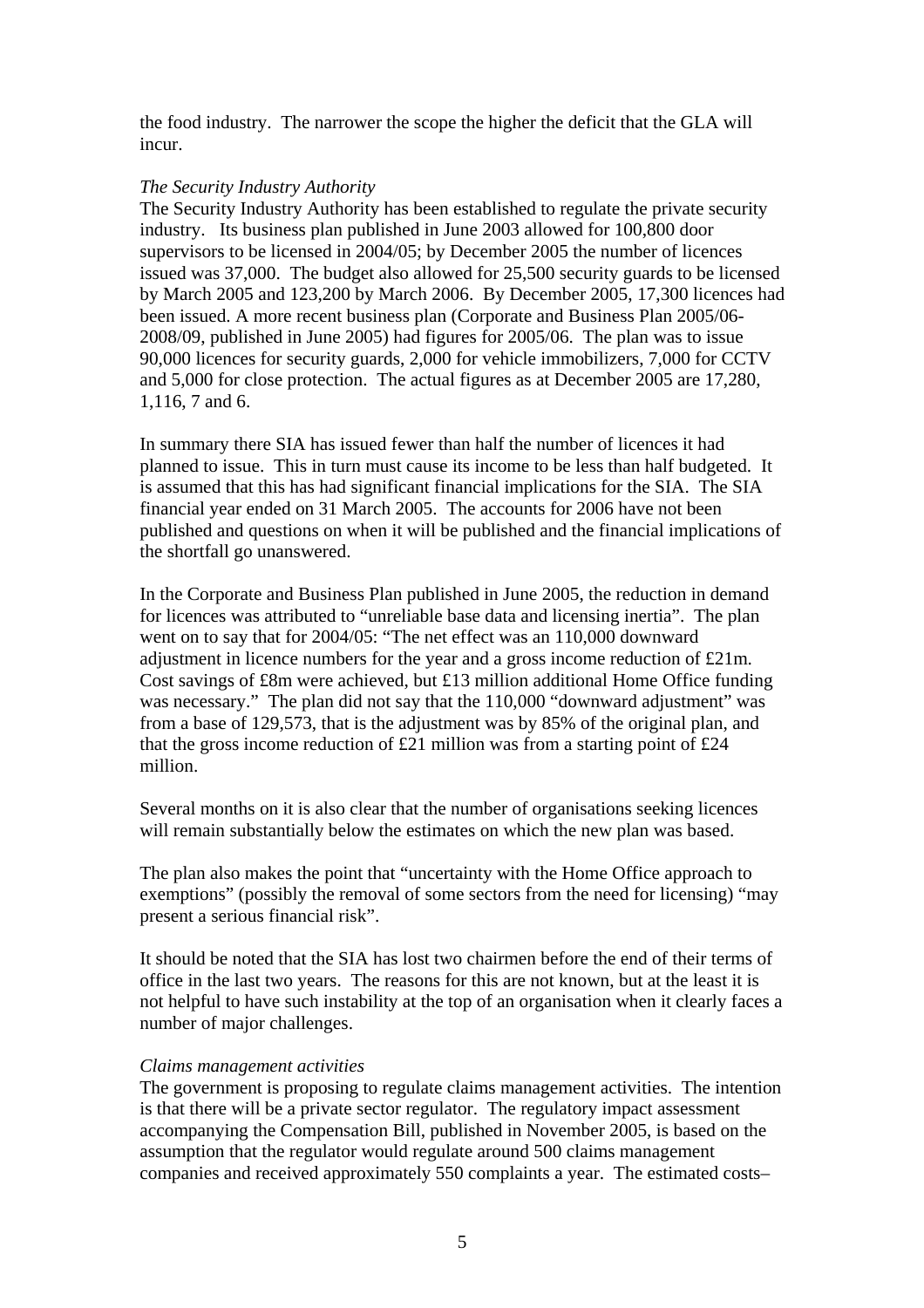the food industry. The narrower the scope the higher the deficit that the GLA will incur.

*The Security Industry Authority*
The Security Industry Authority has been established to regulate the private security industry. Its business plan published in June 2003 allowed for 100,800 door supervisors to be licensed in 2004/05; by December 2005 the number of licences issued was 37,000. The budget also allowed for 25,500 security guards to be licensed by March 2005 and 123,200 by March 2006. By December 2005, 17,300 licences had been issued. A more recent business plan (Corporate and Business Plan 2005/06-2008/09, published in June 2005) had figures for 2005/06. The plan was to issue 90,000 licences for security guards, 2,000 for vehicle immobilizers, 7,000 for CCTV and 5,000 for close protection. The actual figures as at December 2005 are 17,280, 1,116, 7 and 6.

In summary there SIA has issued fewer than half the number of licences it had planned to issue. This in turn must cause its income to be less than half budgeted. It is assumed that this has had significant financial implications for the SIA. The SIA financial year ended on 31 March 2005. The accounts for 2006 have not been published and questions on when it will be published and the financial implications of the shortfall go unanswered.

In the Corporate and Business Plan published in June 2005, the reduction in demand for licences was attributed to "unreliable base data and licensing inertia". The plan went on to say that for 2004/05: "The net effect was an 110,000 downward adjustment in licence numbers for the year and a gross income reduction of £21m. Cost savings of £8m were achieved, but £13 million additional Home Office funding was necessary." The plan did not say that the 110,000 "downward adjustment" was from a base of 129,573, that is the adjustment was by 85% of the original plan, and that the gross income reduction of £21 million was from a starting point of £24 million.

Several months on it is also clear that the number of organisations seeking licences will remain substantially below the estimates on which the new plan was based.

The plan also makes the point that "uncertainty with the Home Office approach to exemptions" (possibly the removal of some sectors from the need for licensing) "may present a serious financial risk".

It should be noted that the SIA has lost two chairmen before the end of their terms of office in the last two years. The reasons for this are not known, but at the least it is not helpful to have such instability at the top of an organisation when it clearly faces a number of major challenges.

*Claims management activities*
The government is proposing to regulate claims management activities. The intention is that there will be a private sector regulator. The regulatory impact assessment accompanying the Compensation Bill, published in November 2005, is based on the assumption that the regulator would regulate around 500 claims management companies and received approximately 550 complaints a year. The estimated costs–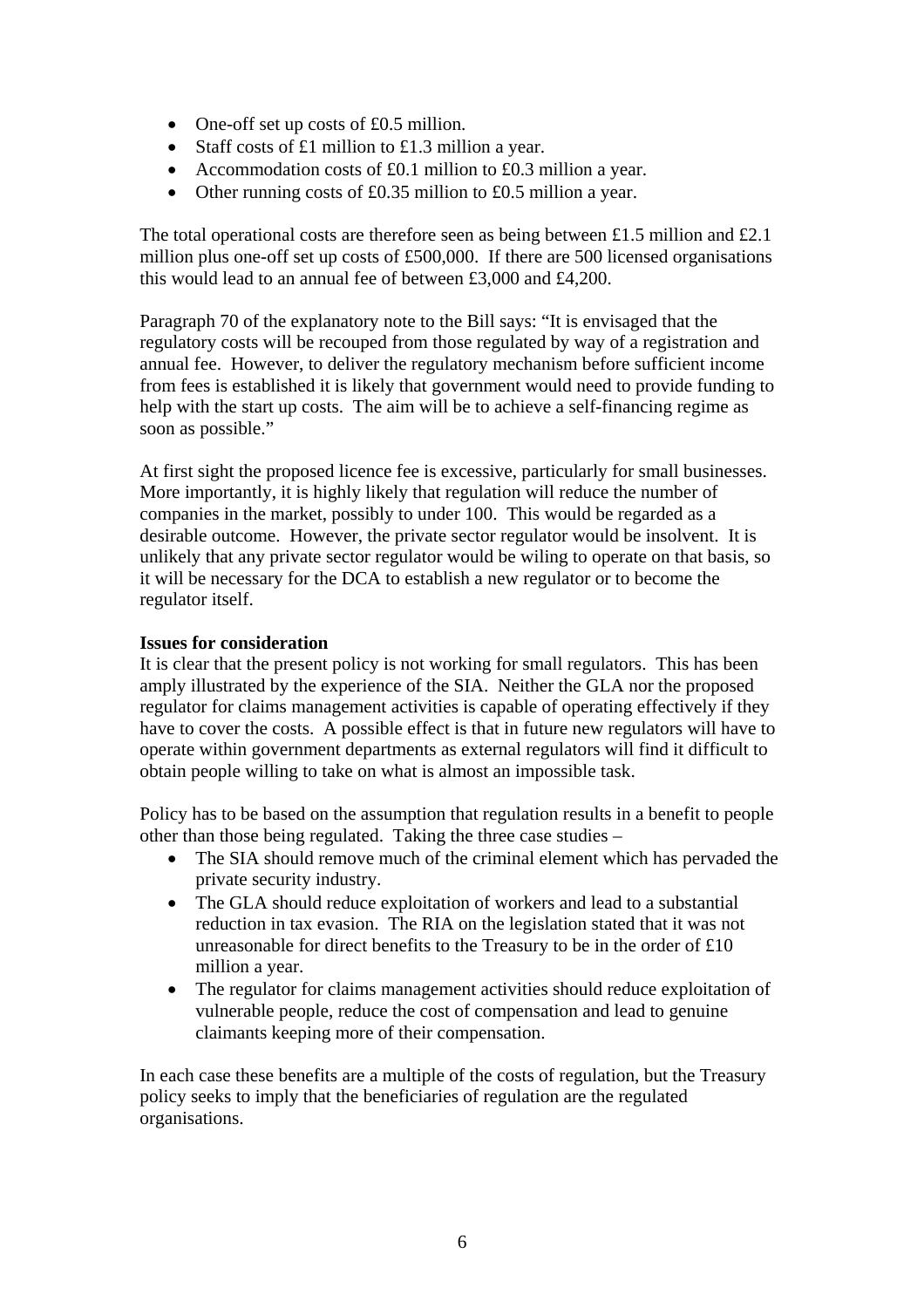- One-off set up costs of £0.5 million.
- Staff costs of £1 million to £1.3 million a year.
- Accommodation costs of £0.1 million to £0.3 million a year.
- Other running costs of £0.35 million to £0.5 million a year.

The total operational costs are therefore seen as being between £1.5 million and £2.1 million plus one-off set up costs of £500,000. If there are 500 licensed organisations this would lead to an annual fee of between £3,000 and £4,200.

Paragraph 70 of the explanatory note to the Bill says: "It is envisaged that the regulatory costs will be recouped from those regulated by way of a registration and annual fee. However, to deliver the regulatory mechanism before sufficient income from fees is established it is likely that government would need to provide funding to help with the start up costs. The aim will be to achieve a self-financing regime as soon as possible."

At first sight the proposed licence fee is excessive, particularly for small businesses. More importantly, it is highly likely that regulation will reduce the number of companies in the market, possibly to under 100. This would be regarded as a desirable outcome. However, the private sector regulator would be insolvent. It is unlikely that any private sector regulator would be wiling to operate on that basis, so it will be necessary for the DCA to establish a new regulator or to become the regulator itself.

**Issues for consideration**

It is clear that the present policy is not working for small regulators. This has been amply illustrated by the experience of the SIA. Neither the GLA nor the proposed regulator for claims management activities is capable of operating effectively if they have to cover the costs. A possible effect is that in future new regulators will have to operate within government departments as external regulators will find it difficult to obtain people willing to take on what is almost an impossible task.

Policy has to be based on the assumption that regulation results in a benefit to people other than those being regulated. Taking the three case studies –

- The SIA should remove much of the criminal element which has pervaded the private security industry.
- The GLA should reduce exploitation of workers and lead to a substantial reduction in tax evasion. The RIA on the legislation stated that it was not unreasonable for direct benefits to the Treasury to be in the order of £10 million a year.
- The regulator for claims management activities should reduce exploitation of vulnerable people, reduce the cost of compensation and lead to genuine claimants keeping more of their compensation.

In each case these benefits are a multiple of the costs of regulation, but the Treasury policy seeks to imply that the beneficiaries of regulation are the regulated organisations.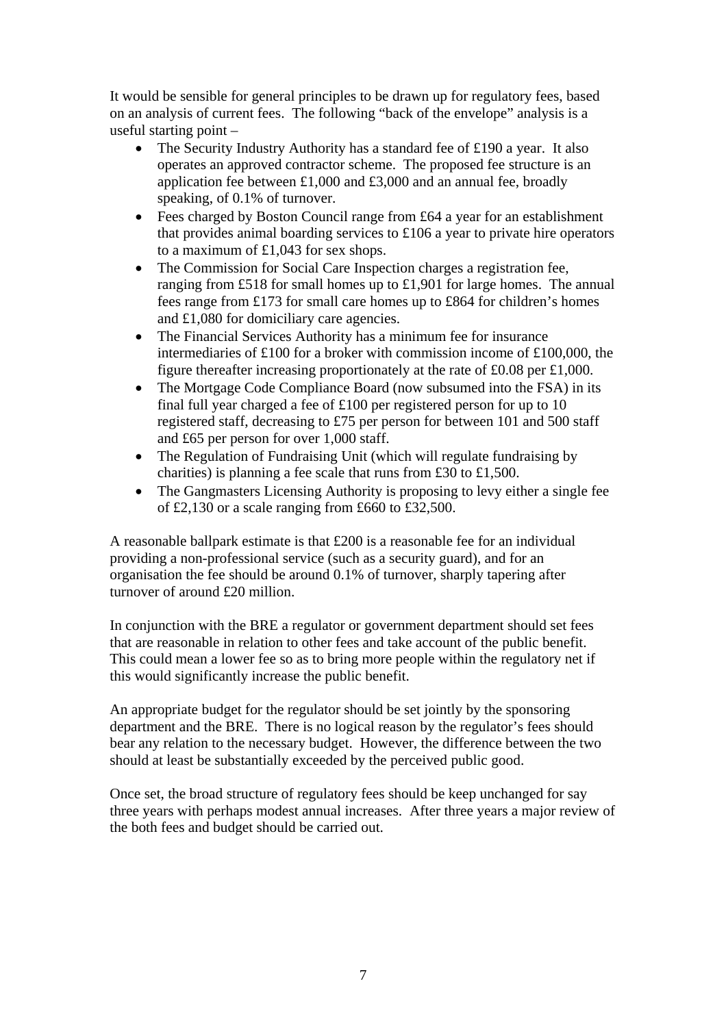It would be sensible for general principles to be drawn up for regulatory fees, based on an analysis of current fees. The following "back of the envelope" analysis is a useful starting point –

- The Security Industry Authority has a standard fee of £190 a year. It also operates an approved contractor scheme. The proposed fee structure is an application fee between £1,000 and £3,000 and an annual fee, broadly speaking, of 0.1% of turnover.
- Fees charged by Boston Council range from £64 a year for an establishment that provides animal boarding services to £106 a year to private hire operators to a maximum of £1,043 for sex shops.
- The Commission for Social Care Inspection charges a registration fee, ranging from £518 for small homes up to £1,901 for large homes. The annual fees range from £173 for small care homes up to £864 for children's homes and £1,080 for domiciliary care agencies.
- The Financial Services Authority has a minimum fee for insurance intermediaries of £100 for a broker with commission income of £100,000, the figure thereafter increasing proportionately at the rate of £0.08 per £1,000.
- The Mortgage Code Compliance Board (now subsumed into the FSA) in its final full year charged a fee of £100 per registered person for up to 10 registered staff, decreasing to £75 per person for between 101 and 500 staff and £65 per person for over 1,000 staff.
- The Regulation of Fundraising Unit (which will regulate fundraising by charities) is planning a fee scale that runs from £30 to £1,500.
- The Gangmasters Licensing Authority is proposing to levy either a single fee of £2,130 or a scale ranging from £660 to £32,500.

A reasonable ballpark estimate is that £200 is a reasonable fee for an individual providing a non-professional service (such as a security guard), and for an organisation the fee should be around 0.1% of turnover, sharply tapering after turnover of around £20 million.

In conjunction with the BRE a regulator or government department should set fees that are reasonable in relation to other fees and take account of the public benefit. This could mean a lower fee so as to bring more people within the regulatory net if this would significantly increase the public benefit.

An appropriate budget for the regulator should be set jointly by the sponsoring department and the BRE. There is no logical reason by the regulator's fees should bear any relation to the necessary budget. However, the difference between the two should at least be substantially exceeded by the perceived public good.

Once set, the broad structure of regulatory fees should be keep unchanged for say three years with perhaps modest annual increases. After three years a major review of the both fees and budget should be carried out.